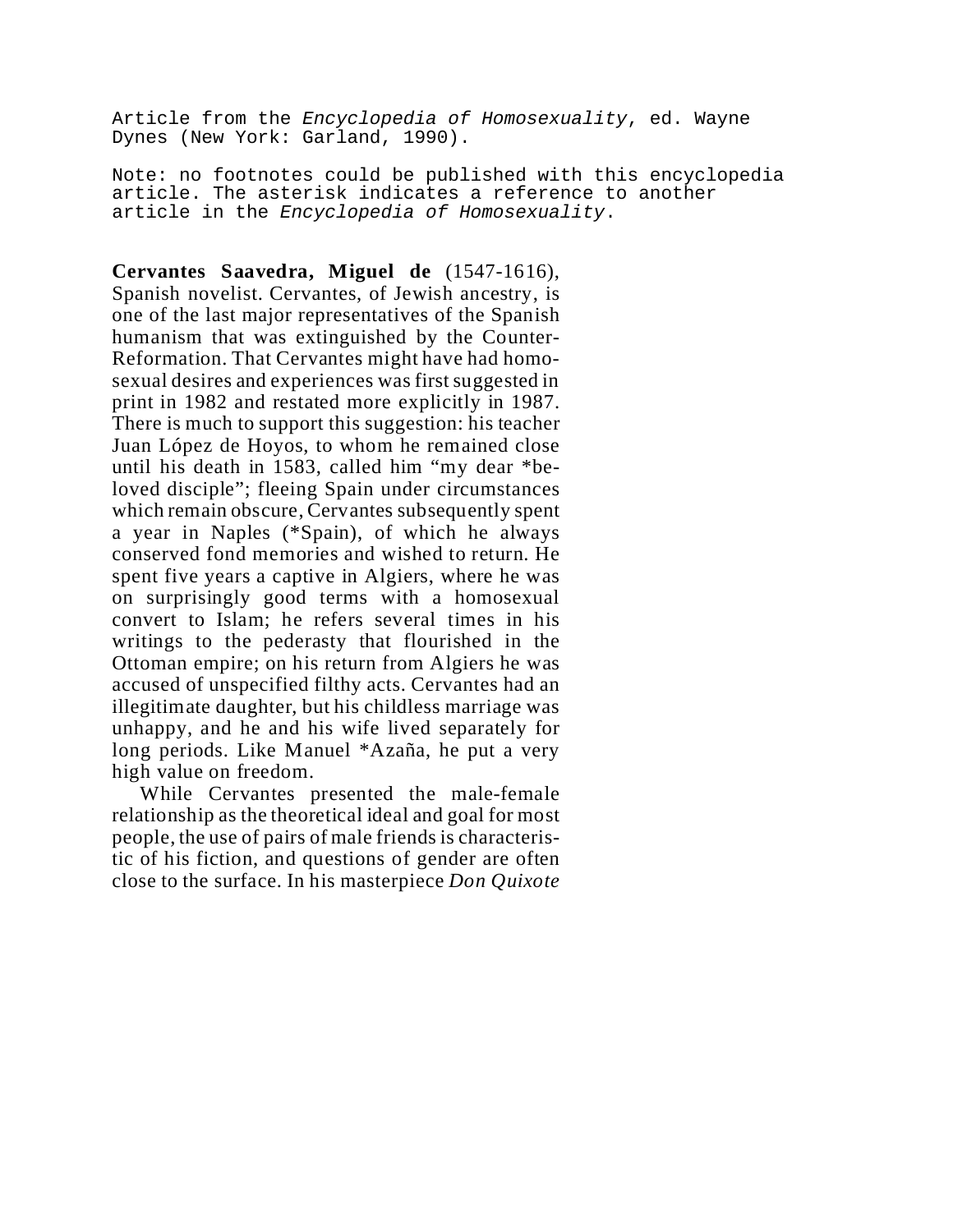Article from the *Encyclopedia of Homosexuality*, ed. Wayne Dynes (New York: Garland, 1990).

Note: no footnotes could be published with this encyclopedia article. The asterisk indicates a reference to another article in the *Encyclopedia of Homosexuality*.

**Cervantes Saavedra, Miguel de** (1547-1616), Spanish novelist. Cervantes, of Jewish ancestry, is one of the last major representatives of the Spanish humanism that was extinguished by the Counter-Reformation. That Cervantes might have had homosexual desires and experiences was first suggested in print in 1982 and restated more explicitly in 1987. There is much to support this suggestion: his teacher Juan López de Hoyos, to whom he remained close until his death in 1583, called him "my dear *beloved disciple"; fleeing Spain under circumstances which remain obscure, Cervantes subsequently spent a year in Naples (*Spain), of which he always conserved fond memories and wished to return. He spent five years a captive in Algiers, where he was on surprisingly good terms with a homosexual convert to Islam; he refers several times in his writings to the pederasty that flourished in the Ottoman empire; on his return from Algiers he was accused of unspecified filthy acts. Cervantes had an illegitimate daughter, but his childless marriage was unhappy, and he and his wife lived separately for long periods. Like Manuel *Azaña, he put a very high value on freedom.

While Cervantes presented the male-female relationship as the theoretical ideal and goal for most people, the use of pairs of male friends is characteristic of his fiction, and questions of gender are often close to the surface. In his masterpiece *Don Quixote*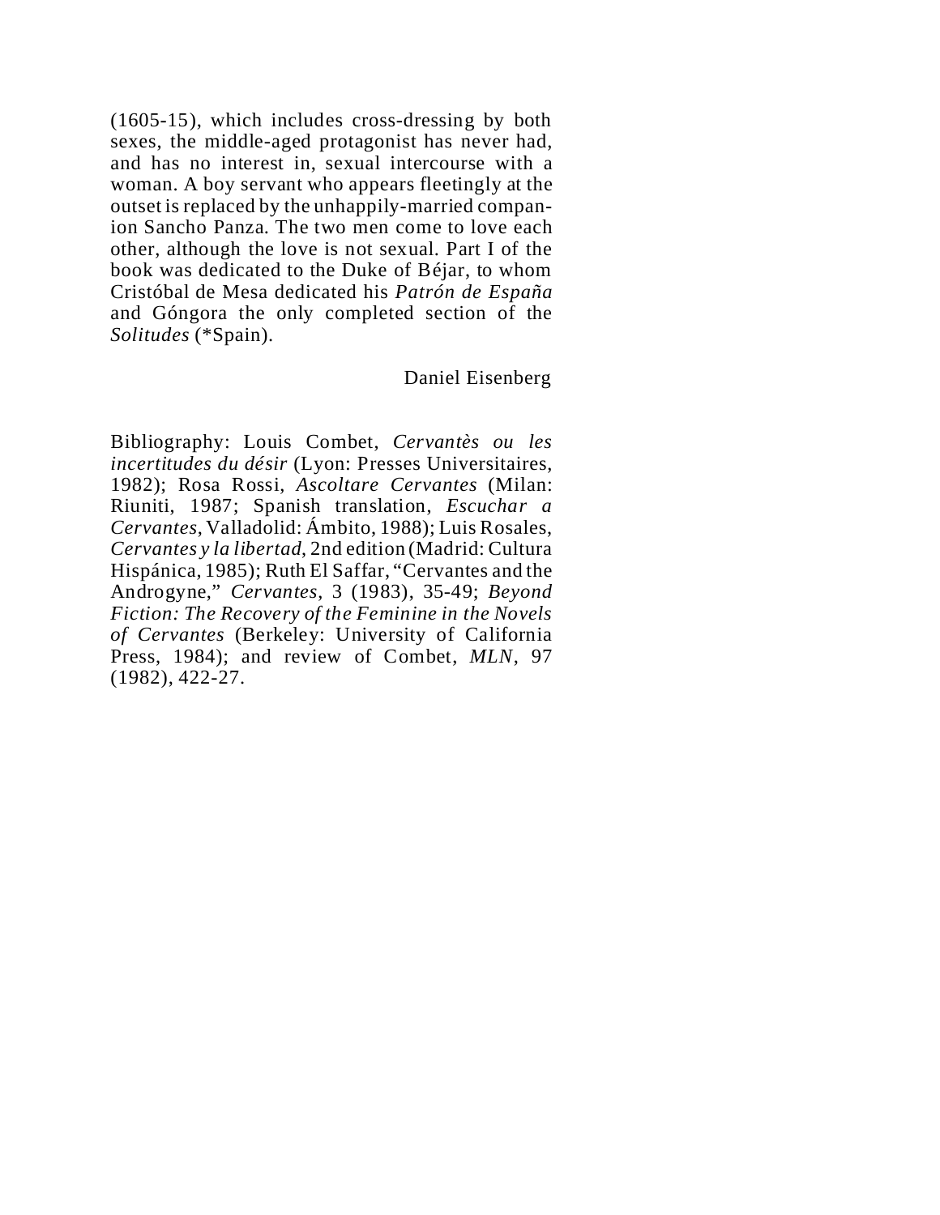(1605-15), which includes cross-dressing by both sexes, the middle-aged protagonist has never had, and has no interest in, sexual intercourse with a woman. A boy servant who appears fleetingly at the outset is replaced by the unhappily-married companion Sancho Panza. The two men come to love each other, although the love is not sexual. Part I of the book was dedicated to the Duke of Béjar, to whom Cristóbal de Mesa dedicated his *Patrón de España* and Góngora the only completed section of the *Solitudes* (*Spain).

Daniel Eisenberg

Bibliography: Louis Combet, *Cervantès ou les incertitudes du désir* (Lyon: Presses Universitaires, 1982); Rosa Rossi, *Ascoltare Cervantes* (Milan: Riuniti, 1987; Spanish translation, *Escuchar a Cervantes*, Valladolid: Ámbito, 1988); Luis Rosales, *Cervantes y la libertad*, 2nd edition (Madrid: Cultura Hispánica, 1985); Ruth El Saffar, "Cervantes and the Androgyne," *Cervantes*, 3 (1983), 35-49; *Beyond Fiction: The Recovery of the Feminine in the Novels of Cervantes* (Berkeley: University of California Press, 1984); and review of Combet, *MLN*, 97 (1982), 422-27.